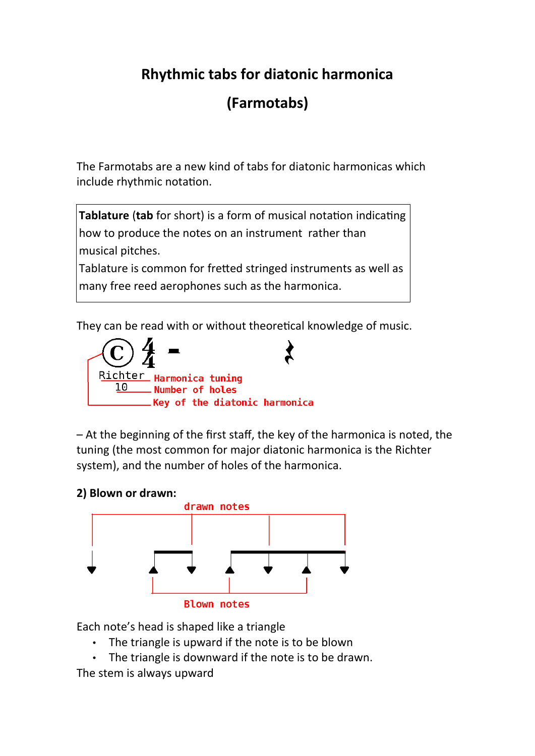# Rhythmic tabs for diatonic harmonica

# (Farmotabs)

The Farmotabs are a new kind of tabs for diatonic harmonicas which include rhythmic notation.

> **Tablature** (**tab** for short) is a form of musical notation indicating how to produce the notes on an instrument rather than musical pitches.
> Tablature is common for fretted stringed instruments as well as many free reed aerophones such as the harmonica.

They can be read with or without theoretical knowledge of music.

Richter — Harmonica tuning
10 — Number of holes
Key of the diatonic harmonica

– At the beginning of the first staff, the key of the harmonica is noted, the tuning (the most common for major diatonic harmonica is the Richter system), and the number of holes of the harmonica.

**2) Blown or drawn:**

drawn notes

Blown notes

Each note's head is shaped like a triangle

- The triangle is upward if the note is to be blown
- The triangle is downward if the note is to be drawn.

The stem is always upward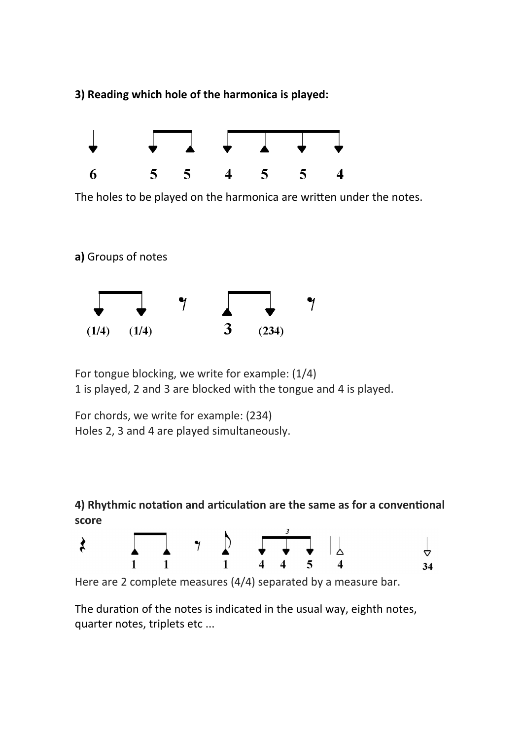**3) Reading which hole of the harmonica is played:**

6 5 5 4 5 5 4

The holes to be played on the harmonica are written under the notes.

**a)** Groups of notes

(1/4) (1/4) 3 (234)

For tongue blocking, we write for example: (1/4)
1 is played, 2 and 3 are blocked with the tongue and 4 is played.

For chords, we write for example: (234)
Holes 2, 3 and 4 are played simultaneously.

**4) Rhythmic notation and articulation are the same as for a conventional score**

1 1 1 4 4 5 4 34

Here are 2 complete measures (4/4) separated by a measure bar.

The duration of the notes is indicated in the usual way, eighth notes, quarter notes, triplets etc ...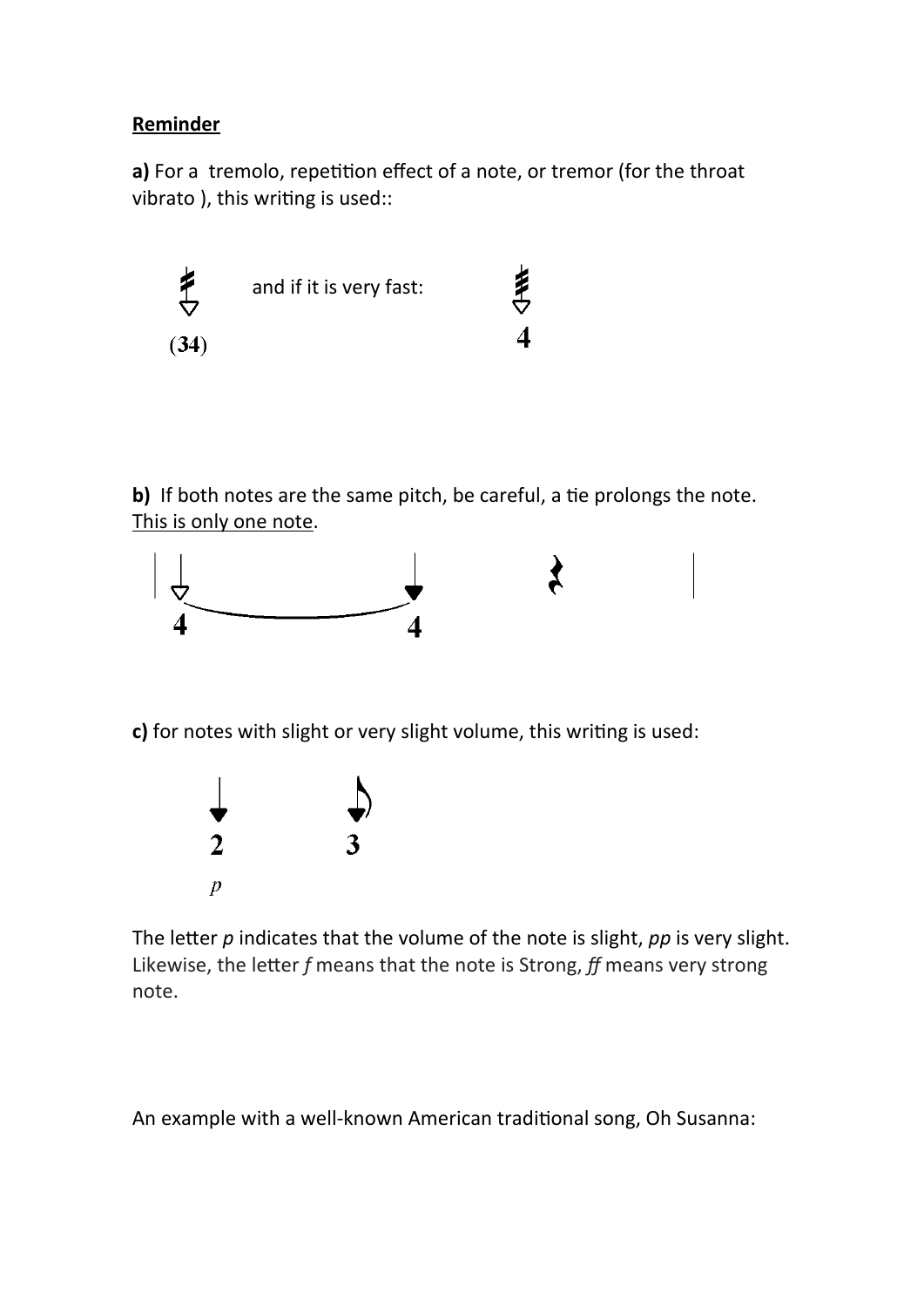**<u>Reminder</u>**

**a)** For a tremolo, repetition effect of a note, or tremor (for the throat vibrato ), this writing is used::

(34) and if it is very fast: 4

**b)** If both notes are the same pitch, be careful, a tie prolongs the note. <u>This is only one note</u>.

4 4

**c)** for notes with slight or very slight volume, this writing is used:

2 3

*p*

The letter *p* indicates that the volume of the note is slight, *pp* is very slight. Likewise, the letter *f* means that the note is Strong, *ff* means very strong note.

An example with a well-known American traditional song, Oh Susanna: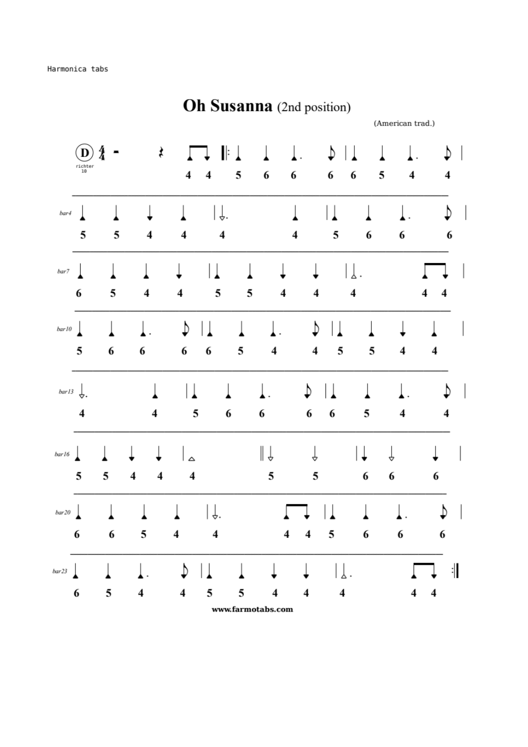# Oh Susanna (2nd position)

(American trad.)

D 4/4 — richter 10

```
         4 4 |: 5 6 6 6 | 6 5 4 4 |
bar4     5 5 4 4 | 4 4 | 5 6 6 6 |
bar7     6 5 4 4 | 5 5 4 4 | 4 4 4 |
bar10    5 6 6 6 | 6 5 4 4 | 5 5 4 4 |
bar13    4 4 | 5 6 6 6 | 6 5 4 4 |
bar16    5 5 4 4 | 4 || 5 5 | 6 6 6 |
bar20    6 6 5 4 | 4 4 4 | 5 6 6 6 |
bar23    6 5 4 4 | 5 5 4 4 | 4 4 4 :||
```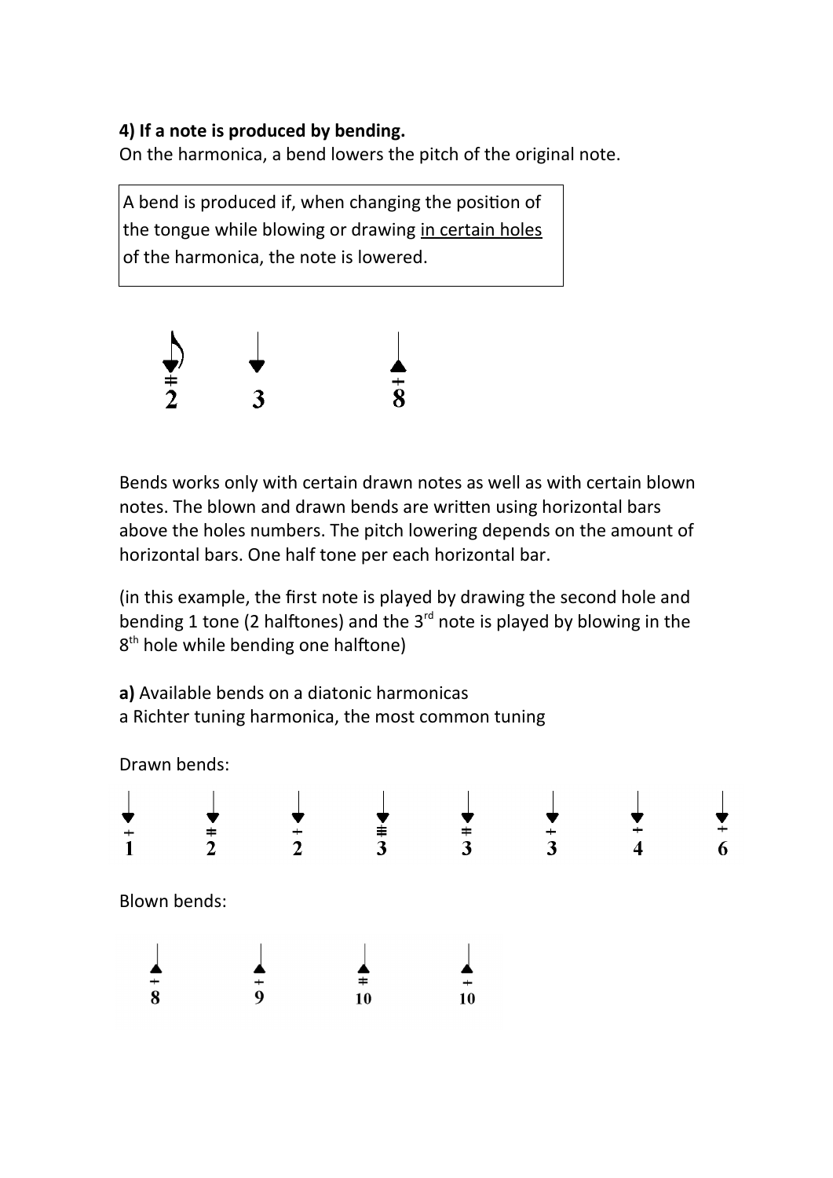**4) If a note is produced by bending.**
On the harmonica, a bend lowers the pitch of the original note.

| A bend is produced if, when changing the position of the tongue while blowing or drawing <u>in certain holes</u> of the harmonica, the note is lowered. |
|---|

Bends works only with certain drawn notes as well as with certain blown notes. The blown and drawn bends are written using horizontal bars above the holes numbers. The pitch lowering depends on the amount of horizontal bars. One half tone per each horizontal bar.

(in this example, the first note is played by drawing the second hole and bending 1 tone (2 halftones) and the 3rd note is played by blowing in the 8th hole while bending one halftone)

**a)** Available bends on a diatonic harmonicas
a Richter tuning harmonica, the most common tuning

Drawn bends:

Blown bends: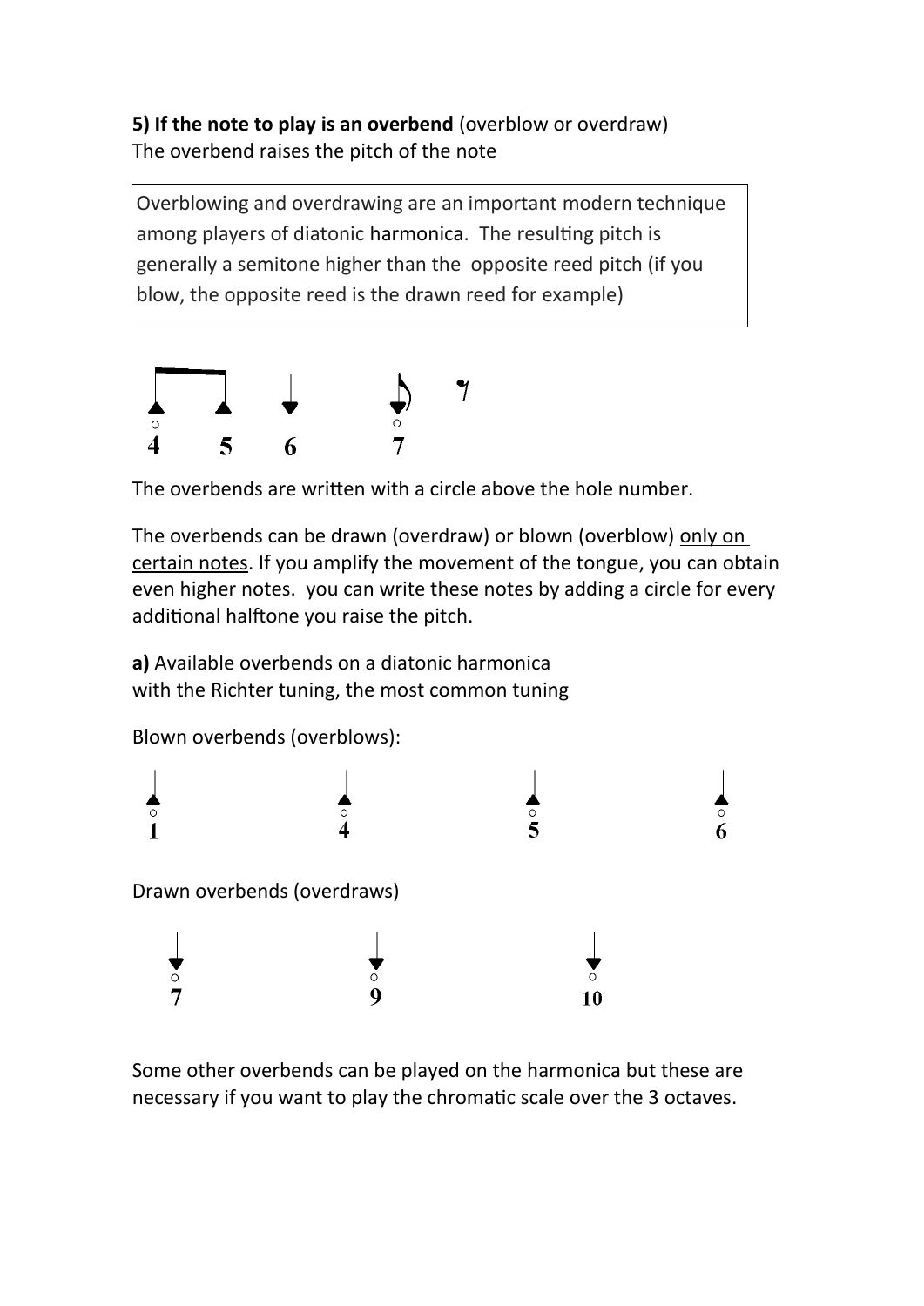**5) If the note to play is an overbend** (overblow or overdraw)
The overbend raises the pitch of the note

> Overblowing and overdrawing are an important modern technique among players of diatonic harmonica. The resulting pitch is generally a semitone higher than the opposite reed pitch (if you blow, the opposite reed is the drawn reed for example)

The overbends are written with a circle above the hole number.

The overbends can be drawn (overdraw) or blown (overblow) <u>only on certain notes</u>. If you amplify the movement of the tongue, you can obtain even higher notes. you can write these notes by adding a circle for every additional halftone you raise the pitch.

**a)** Available overbends on a diatonic harmonica with the Richter tuning, the most common tuning

Blown overbends (overblows):

Drawn overbends (overdraws)

Some other overbends can be played on the harmonica but these are necessary if you want to play the chromatic scale over the 3 octaves.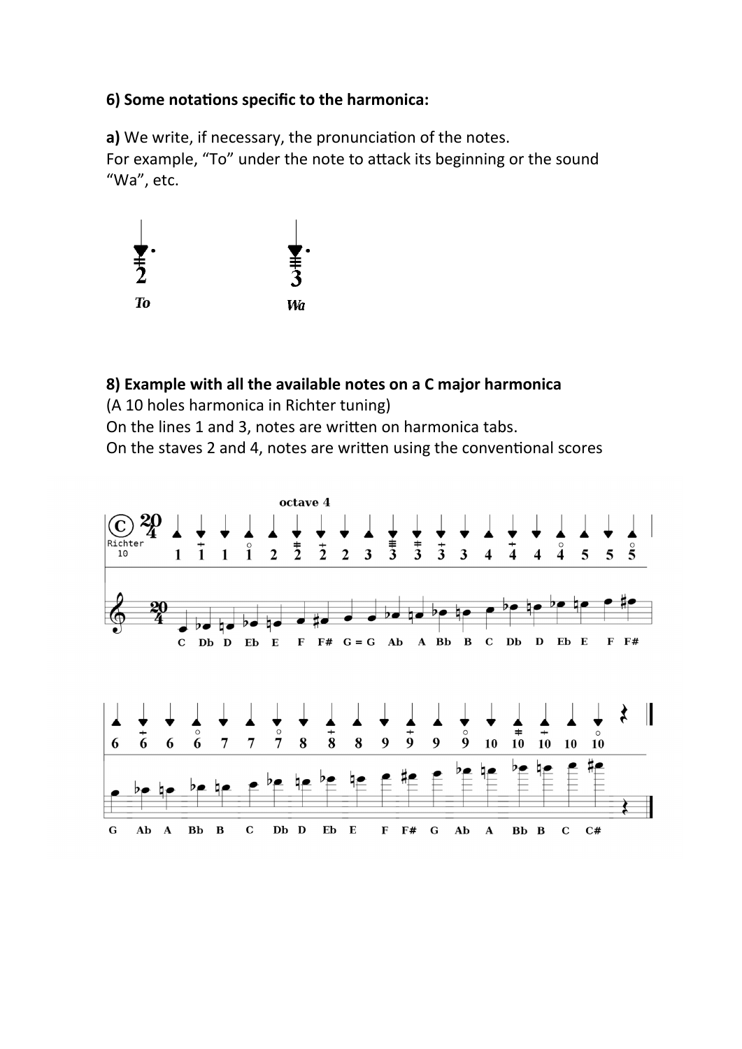**6) Some notations specific to the harmonica:**

**a)** We write, if necessary, the pronunciation of the notes.
For example, "To" under the note to attack its beginning or the sound "Wa", etc.

*To* *Wa*

**8) Example with all the available notes on a C major harmonica**
(A 10 holes harmonica in Richter tuning)
On the lines 1 and 3, notes are written on harmonica tabs.
On the staves 2 and 4, notes are written using the conventional scores

octave 4

C Richter 10

1 1 1 1 2 2 2 2 3 3 3 3 3 4 4 4 4 5 5 5

C Db D Eb E F F# G = G Ab A Bb B C Db D Eb E F F#

6 6 6 6 7 7 7 8 8 8 9 9 9 9 10 10 10 10 10

G Ab A Bb B C Db D Eb E F F# G Ab A Bb B C C#